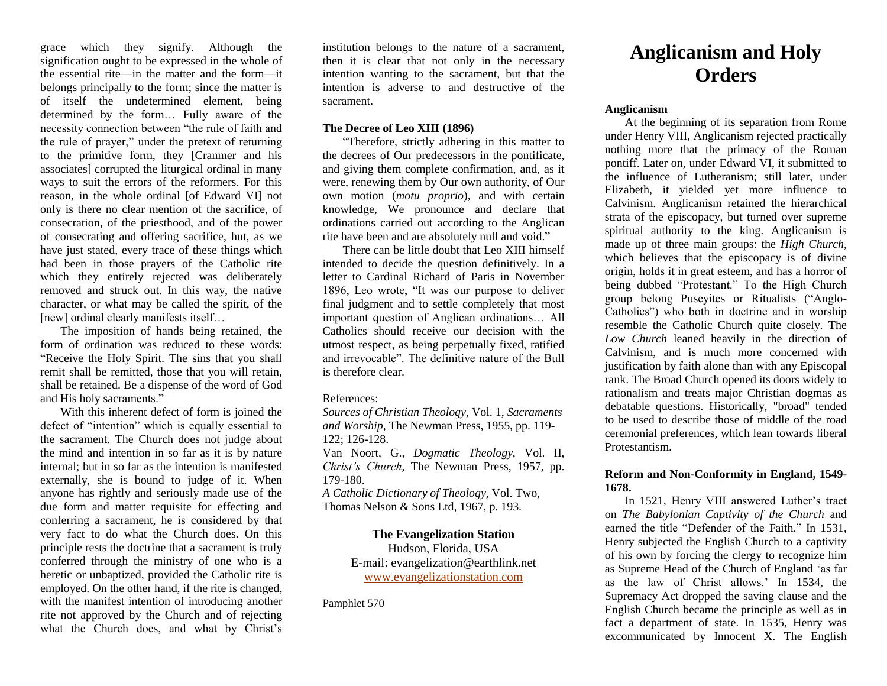grace which they signify. Although the signification ought to be expressed in the whole of the essential rite—in the matter and the form—it belongs principally to the form; since the matter is of itself the undetermined element, being determined by the form… Fully aware of the necessity connection between "the rule of faith and the rule of prayer," under the pretext of returning to the primitive form, they [Cranmer and his associates] corrupted the liturgical ordinal in many ways to suit the errors of the reformers. For this reason, in the whole ordinal [of Edward VI] not only is there no clear mention of the sacrifice, of consecration, of the priesthood, and of the power of consecrating and offering sacrifice, hut, as we have just stated, every trace of these things which had been in those prayers of the Catholic rite which they entirely rejected was deliberately removed and struck out. In this way, the native character, or what may be called the spirit, of the [new] ordinal clearly manifests itself…

The imposition of hands being retained, the form of ordination was reduced to these words: "Receive the Holy Spirit. The sins that you shall remit shall be remitted, those that you will retain, shall be retained. Be a dispense of the word of God and His holy sacraments."

With this inherent defect of form is joined the defect of "intention" which is equally essential to the sacrament. The Church does not judge about the mind and intention in so far as it is by nature internal; but in so far as the intention is manifested externally, she is bound to judge of it. When anyone has rightly and seriously made use of the due form and matter requisite for effecting and conferring a sacrament, he is considered by that very fact to do what the Church does. On this principle rests the doctrine that a sacrament is truly conferred through the ministry of one who is a heretic or unbaptized, provided the Catholic rite is employed. On the other hand, if the rite is changed, with the manifest intention of introducing another rite not approved by the Church and of rejecting what the Church does, and what by Christ's institution belongs to the nature of a sacrament, then it is clear that not only in the necessary intention wanting to the sacrament, but that the intention is adverse to and destructive of the sacrament.

**The Decree of Leo XIII (1896)**

"Therefore, strictly adhering in this matter to the decrees of Our predecessors in the pontificate, and giving them complete confirmation, and, as it were, renewing them by Our own authority, of Our own motion (*motu proprio*), and with certain knowledge, We pronounce and declare that ordinations carried out according to the Anglican rite have been and are absolutely null and void."

There can be little doubt that Leo XIII himself intended to decide the question definitively. In a letter to Cardinal Richard of Paris in November 1896, Leo wrote, "It was our purpose to deliver final judgment and to settle completely that most important question of Anglican ordinations… All Catholics should receive our decision with the utmost respect, as being perpetually fixed, ratified and irrevocable". The definitive nature of the Bull is therefore clear.

References:

*Sources of Christian Theology*, Vol. 1, *Sacraments and Worship*, The Newman Press, 1955, pp. 119-122; 126-128.

Van Noort, G., *Dogmatic Theology*, Vol. II, *Christ's Church*, The Newman Press, 1957, pp. 179-180.

*A Catholic Dictionary of Theology*, Vol. Two, Thomas Nelson & Sons Ltd, 1967, p. 193.

**The Evangelization Station**
Hudson, Florida, USA
E-mail: evangelization@earthlink.net
www.evangelizationstation.com

Pamphlet 570

# Anglicanism and Holy Orders

**Anglicanism**

At the beginning of its separation from Rome under Henry VIII, Anglicanism rejected practically nothing more that the primacy of the Roman pontiff. Later on, under Edward VI, it submitted to the influence of Lutheranism; still later, under Elizabeth, it yielded yet more influence to Calvinism. Anglicanism retained the hierarchical strata of the episcopacy, but turned over supreme spiritual authority to the king. Anglicanism is made up of three main groups: the *High Church*, which believes that the episcopacy is of divine origin, holds it in great esteem, and has a horror of being dubbed "Protestant." To the High Church group belong Puseyites or Ritualists ("Anglo-Catholics") who both in doctrine and in worship resemble the Catholic Church quite closely. The *Low Church* leaned heavily in the direction of Calvinism, and is much more concerned with justification by faith alone than with any Episcopal rank. The Broad Church opened its doors widely to rationalism and treats major Christian dogmas as debatable questions. Historically, "broad" tended to be used to describe those of middle of the road ceremonial preferences, which lean towards liberal Protestantism.

**Reform and Non-Conformity in England, 1549-1678.**

In 1521, Henry VIII answered Luther's tract on *The Babylonian Captivity of the Church* and earned the title "Defender of the Faith." In 1531, Henry subjected the English Church to a captivity of his own by forcing the clergy to recognize him as Supreme Head of the Church of England 'as far as the law of Christ allows.' In 1534, the Supremacy Act dropped the saving clause and the English Church became the principle as well as in fact a department of state. In 1535, Henry was excommunicated by Innocent X. The English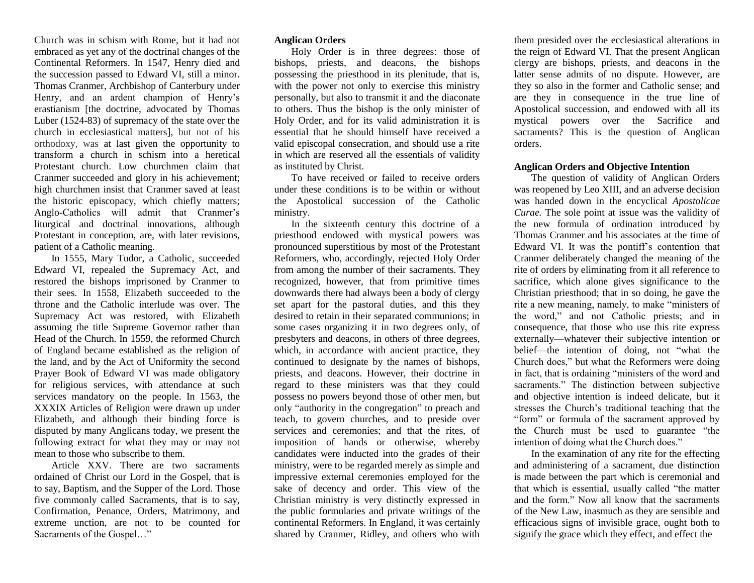Church was in schism with Rome, but it had not embraced as yet any of the doctrinal changes of the Continental Reformers. In 1547, Henry died and the succession passed to Edward VI, still a minor. Thomas Cranmer, Archbishop of Canterbury under Henry, and an ardent champion of Henry's erastianism [the doctrine, advocated by Thomas Luber (1524-83) of supremacy of the state over the church in ecclesiastical matters], but not of his orthodoxy, was at last given the opportunity to transform a church in schism into a heretical Protestant church. Low churchmen claim that Cranmer succeeded and glory in his achievement; high churchmen insist that Cranmer saved at least the historic episcopacy, which chiefly matters; Anglo-Catholics will admit that Cranmer's liturgical and doctrinal innovations, although Protestant in conception, are, with later revisions, patient of a Catholic meaning.

In 1555, Mary Tudor, a Catholic, succeeded Edward VI, repealed the Supremacy Act, and restored the bishops imprisoned by Cranmer to their sees. In 1558, Elizabeth succeeded to the throne and the Catholic interlude was over. The Supremacy Act was restored, with Elizabeth assuming the title Supreme Governor rather than Head of the Church. In 1559, the reformed Church of England became established as the religion of the land, and by the Act of Uniformity the second Prayer Book of Edward VI was made obligatory for religious services, with attendance at such services mandatory on the people. In 1563, the XXXIX Articles of Religion were drawn up under Elizabeth, and although their binding force is disputed by many Anglicans today, we present the following extract for what they may or may not mean to those who subscribe to them.

Article XXV. There are two sacraments ordained of Christ our Lord in the Gospel, that is to say, Baptism, and the Supper of the Lord. Those five commonly called Sacraments, that is to say, Confirmation, Penance, Orders, Matrimony, and extreme unction, are not to be counted for Sacraments of the Gospel…"

**Anglican Orders**

Holy Order is in three degrees: those of bishops, priests, and deacons, the bishops possessing the priesthood in its plenitude, that is, with the power not only to exercise this ministry personally, but also to transmit it and the diaconate to others. Thus the bishop is the only minister of Holy Order, and for its valid administration it is essential that he should himself have received a valid episcopal consecration, and should use a rite in which are reserved all the essentials of validity as instituted by Christ.

To have received or failed to receive orders under these conditions is to be within or without the Apostolical succession of the Catholic ministry.

In the sixteenth century this doctrine of a priesthood endowed with mystical powers was pronounced superstitious by most of the Protestant Reformers, who, accordingly, rejected Holy Order from among the number of their sacraments. They recognized, however, that from primitive times downwards there had always been a body of clergy set apart for the pastoral duties, and this they desired to retain in their separated communions; in some cases organizing it in two degrees only, of presbyters and deacons, in others of three degrees, which, in accordance with ancient practice, they continued to designate by the names of bishops, priests, and deacons. However, their doctrine in regard to these ministers was that they could possess no powers beyond those of other men, but only "authority in the congregation" to preach and teach, to govern churches, and to preside over services and ceremonies; and that the rites, of imposition of hands or otherwise, whereby candidates were inducted into the grades of their ministry, were to be regarded merely as simple and impressive external ceremonies employed for the sake of decency and order. This view of the Christian ministry is very distinctly expressed in the public formularies and private writings of the continental Reformers. In England, it was certainly shared by Cranmer, Ridley, and others who with them presided over the ecclesiastical alterations in the reign of Edward VI. That the present Anglican clergy are bishops, priests, and deacons in the latter sense admits of no dispute. However, are they so also in the former and Catholic sense; and are they in consequence in the true line of Apostolical succession, and endowed with all its mystical powers over the Sacrifice and sacraments? This is the question of Anglican orders.

**Anglican Orders and Objective Intention**

The question of validity of Anglican Orders was reopened by Leo XIII, and an adverse decision was handed down in the encyclical *Apostolicae Curae.* The sole point at issue was the validity of the new formula of ordination introduced by Thomas Cranmer and his associates at the time of Edward VI. It was the pontiff's contention that Cranmer deliberately changed the meaning of the rite of orders by eliminating from it all reference to sacrifice, which alone gives significance to the Christian priesthood; that in so doing, he gave the rite a new meaning, namely, to make "ministers of the word," and not Catholic priests; and in consequence, that those who use this rite express externally—whatever their subjective intention or belief—the intention of doing, not "what the Church does," but what the Reformers were doing in fact, that is ordaining "ministers of the word and sacraments." The distinction between subjective and objective intention is indeed delicate, but it stresses the Church's traditional teaching that the "form" or formula of the sacrament approved by the Church must be used to guarantee "the intention of doing what the Church does."

In the examination of any rite for the effecting and administering of a sacrament, due distinction is made between the part which is ceremonial and that which is essential, usually called "the matter and the form." Now all know that the sacraments of the New Law, inasmuch as they are sensible and efficacious signs of invisible grace, ought both to signify the grace which they effect, and effect the